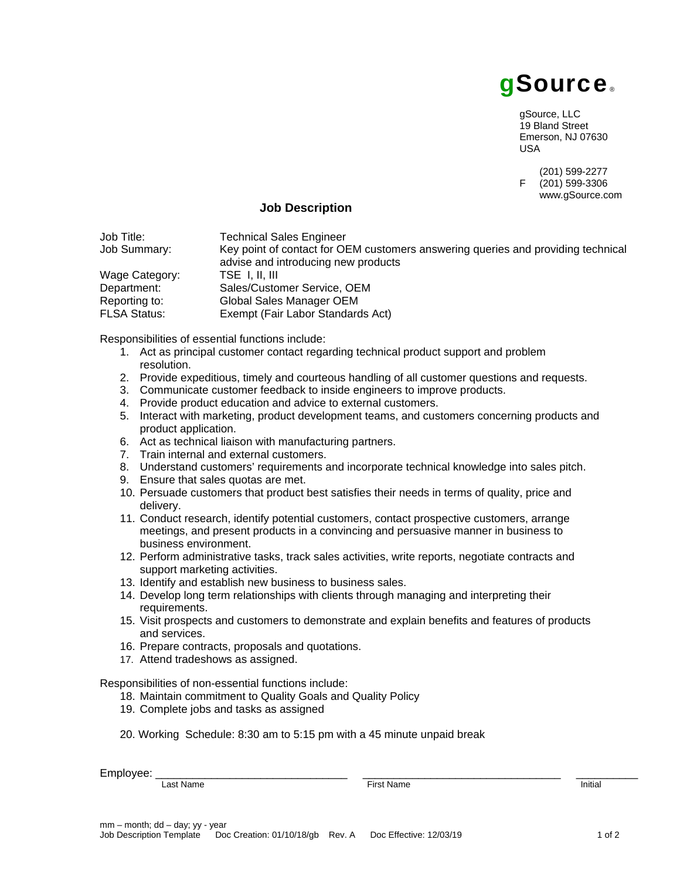**gSource®**

gSource, LLC
19 Bland Street
Emerson, NJ 07630
USA

(201) 599-2277
F (201) 599-3306
www.gSource.com

## Job Description

| | |
|---|---|
| Job Title: | Technical Sales Engineer |
| Job Summary: | Key point of contact for OEM customers answering queries and providing technical advise and introducing new products |
| Wage Category: | TSE I, II, III |
| Department: | Sales/Customer Service, OEM |
| Reporting to: | Global Sales Manager OEM |
| FLSA Status: | Exempt (Fair Labor Standards Act) |

Responsibilities of essential functions include:

1. Act as principal customer contact regarding technical product support and problem resolution.
2. Provide expeditious, timely and courteous handling of all customer questions and requests.
3. Communicate customer feedback to inside engineers to improve products.
4. Provide product education and advice to external customers.
5. Interact with marketing, product development teams, and customers concerning products and product application.
6. Act as technical liaison with manufacturing partners.
7. Train internal and external customers.
8. Understand customers' requirements and incorporate technical knowledge into sales pitch.
9. Ensure that sales quotas are met.
10. Persuade customers that product best satisfies their needs in terms of quality, price and delivery.
11. Conduct research, identify potential customers, contact prospective customers, arrange meetings, and present products in a convincing and persuasive manner in business to business environment.
12. Perform administrative tasks, track sales activities, write reports, negotiate contracts and support marketing activities.
13. Identify and establish new business to business sales.
14. Develop long term relationships with clients through managing and interpreting their requirements.
15. Visit prospects and customers to demonstrate and explain benefits and features of products and services.
16. Prepare contracts, proposals and quotations.
17. Attend tradeshows as assigned.

Responsibilities of non-essential functions include:

18. Maintain commitment to Quality Goals and Quality Policy
19. Complete jobs and tasks as assigned

20. Working Schedule: 8:30 am to 5:15 pm with a 45 minute unpaid break

Employee: ______________________________ ______________________________ __________
Last Name First Name Initial

mm – month; dd – day; yy - year
Job Description Template Doc Creation: 01/10/18/gb Rev. A Doc Effective: 12/03/19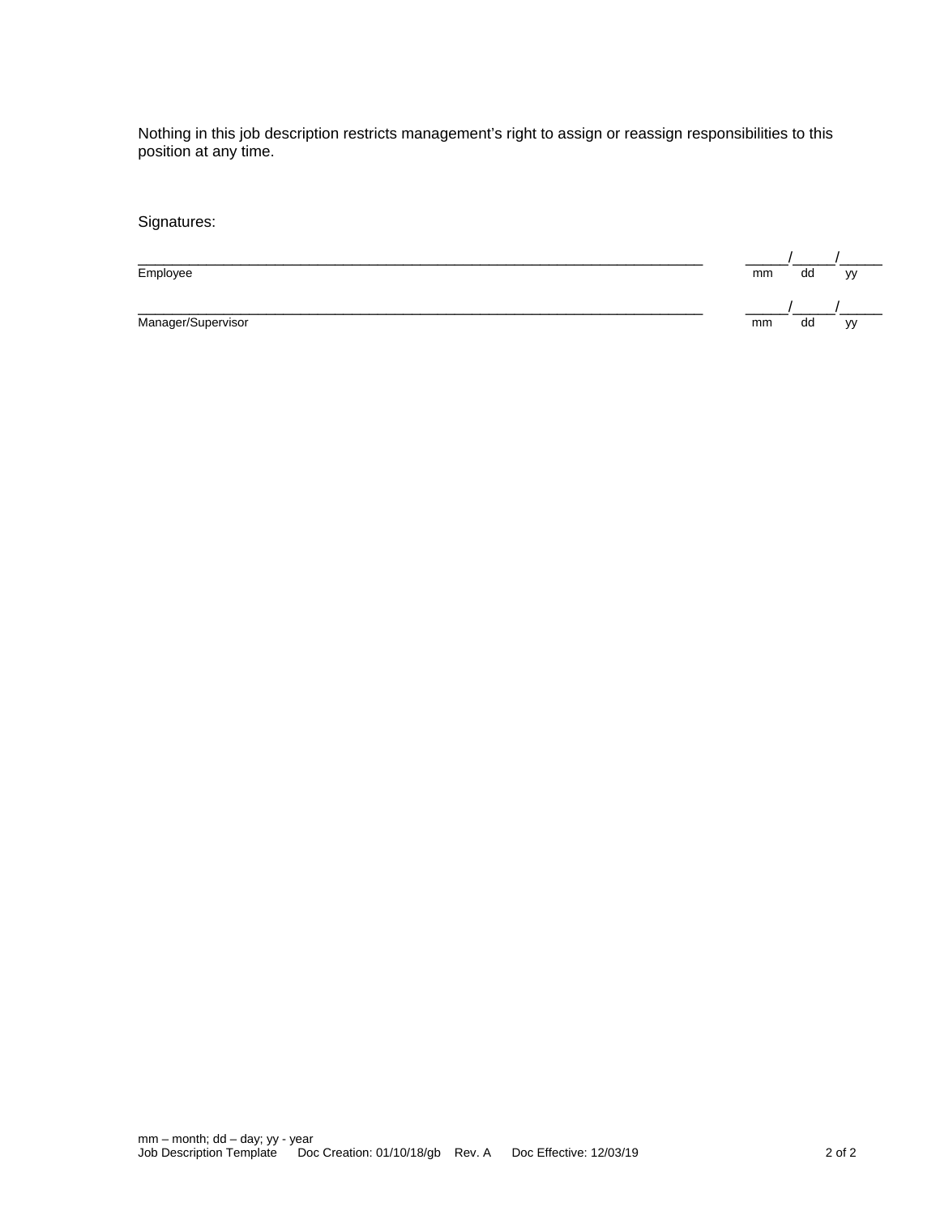Nothing in this job description restricts management's right to assign or reassign responsibilities to this position at any time.

Signatures:

| | |
|---|---|
| ______________________________________ | _____/_____/_____ |
| Employee | mm dd yy |
| ______________________________________ | _____/_____/_____ |
| Manager/Supervisor | mm dd yy |

mm – month; dd – day; yy - year

Job Description Template Doc Creation: 01/10/18/gb Rev. A Doc Effective: 12/03/19